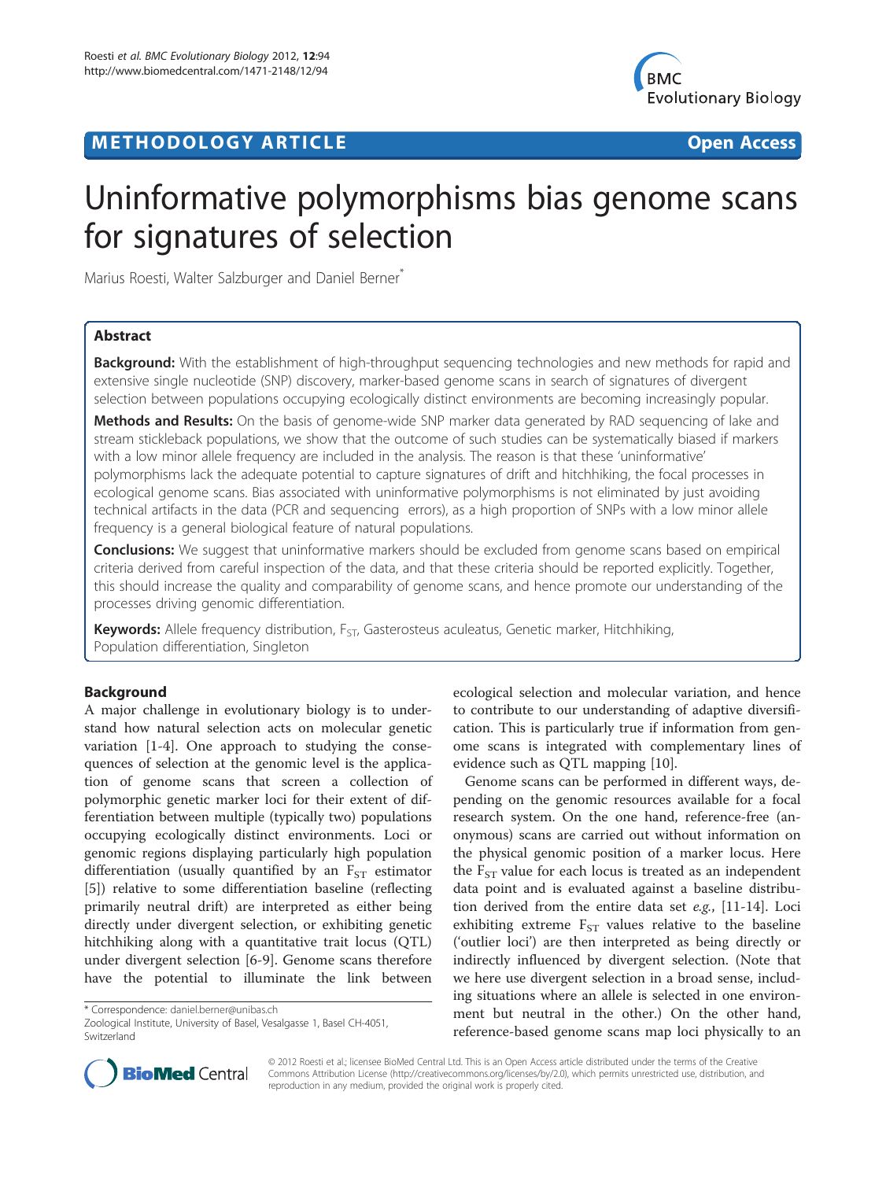**METHODOLOGY ARTICLE** **Open Access**

# Uninformative polymorphisms bias genome scans for signatures of selection

Marius Roesti, Walter Salzburger and Daniel Berner*

## Abstract

**Background:** With the establishment of high-throughput sequencing technologies and new methods for rapid and extensive single nucleotide (SNP) discovery, marker-based genome scans in search of signatures of divergent selection between populations occupying ecologically distinct environments are becoming increasingly popular.

**Methods and Results:** On the basis of genome-wide SNP marker data generated by RAD sequencing of lake and stream stickleback populations, we show that the outcome of such studies can be systematically biased if markers with a low minor allele frequency are included in the analysis. The reason is that these 'uninformative' polymorphisms lack the adequate potential to capture signatures of drift and hitchhiking, the focal processes in ecological genome scans. Bias associated with uninformative polymorphisms is not eliminated by just avoiding technical artifacts in the data (PCR and sequencing errors), as a high proportion of SNPs with a low minor allele frequency is a general biological feature of natural populations.

**Conclusions:** We suggest that uninformative markers should be excluded from genome scans based on empirical criteria derived from careful inspection of the data, and that these criteria should be reported explicitly. Together, this should increase the quality and comparability of genome scans, and hence promote our understanding of the processes driving genomic differentiation.

**Keywords:** Allele frequency distribution, $F_{ST}$, Gasterosteus aculeatus, Genetic marker, Hitchhiking, Population differentiation, Singleton

## Background

A major challenge in evolutionary biology is to understand how natural selection acts on molecular genetic variation [1-4]. One approach to studying the consequences of selection at the genomic level is the application of genome scans that screen a collection of polymorphic genetic marker loci for their extent of differentiation between multiple (typically two) populations occupying ecologically distinct environments. Loci or genomic regions displaying particularly high population differentiation (usually quantified by an $F_{ST}$ estimator [5]) relative to some differentiation baseline (reflecting primarily neutral drift) are interpreted as either being directly under divergent selection, or exhibiting genetic hitchhiking along with a quantitative trait locus (QTL) under divergent selection [6-9]. Genome scans therefore have the potential to illuminate the link between ecological selection and molecular variation, and hence to contribute to our understanding of adaptive diversification. This is particularly true if information from genome scans is integrated with complementary lines of evidence such as QTL mapping [10].

Genome scans can be performed in different ways, depending on the genomic resources available for a focal research system. On the one hand, reference-free (anonymous) scans are carried out without information on the physical genomic position of a marker locus. Here the $F_{ST}$ value for each locus is treated as an independent data point and is evaluated against a baseline distribution derived from the entire data set *e.g.*, [11-14]. Loci exhibiting extreme $F_{ST}$ values relative to the baseline ('outlier loci') are then interpreted as being directly or indirectly influenced by divergent selection. (Note that we here use divergent selection in a broad sense, including situations where an allele is selected in one environment but neutral in the other.) On the other hand, reference-based genome scans map loci physically to an

\* Correspondence: daniel.berner@unibas.ch
Zoological Institute, University of Basel, Vesalgasse 1, Basel CH-4051, Switzerland

© 2012 Roesti et al.; licensee BioMed Central Ltd. This is an Open Access article distributed under the terms of the Creative Commons Attribution License (http://creativecommons.org/licenses/by/2.0), which permits unrestricted use, distribution, and reproduction in any medium, provided the original work is properly cited.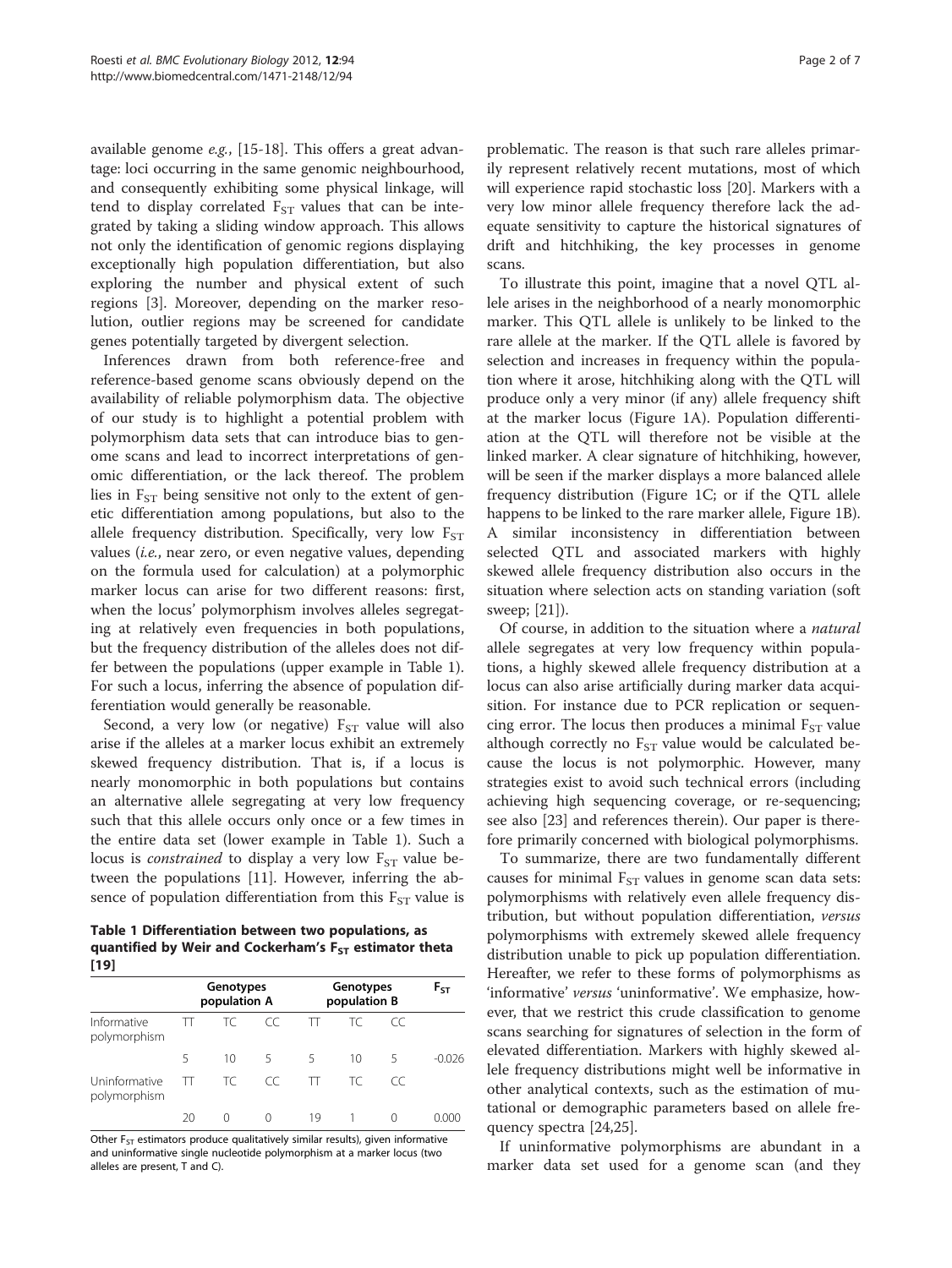available genome *e.g.*, [15-18]. This offers a great advantage: loci occurring in the same genomic neighbourhood, and consequently exhibiting some physical linkage, will tend to display correlated $F_{ST}$ values that can be integrated by taking a sliding window approach. This allows not only the identification of genomic regions displaying exceptionally high population differentiation, but also exploring the number and physical extent of such regions [3]. Moreover, depending on the marker resolution, outlier regions may be screened for candidate genes potentially targeted by divergent selection.

Inferences drawn from both reference-free and reference-based genome scans obviously depend on the availability of reliable polymorphism data. The objective of our study is to highlight a potential problem with polymorphism data sets that can introduce bias to genome scans and lead to incorrect interpretations of genomic differentiation, or the lack thereof. The problem lies in $F_{ST}$ being sensitive not only to the extent of genetic differentiation among populations, but also to the allele frequency distribution. Specifically, very low $F_{ST}$ values (*i.e.*, near zero, or even negative values, depending on the formula used for calculation) at a polymorphic marker locus can arise for two different reasons: first, when the locus' polymorphism involves alleles segregating at relatively even frequencies in both populations, but the frequency distribution of the alleles does not differ between the populations (upper example in Table 1). For such a locus, inferring the absence of population differentiation would generally be reasonable.

Second, a very low (or negative) $F_{ST}$ value will also arise if the alleles at a marker locus exhibit an extremely skewed frequency distribution. That is, if a locus is nearly monomorphic in both populations but contains an alternative allele segregating at very low frequency such that this allele occurs only once or a few times in the entire data set (lower example in Table 1). Such a locus is *constrained* to display a very low $F_{ST}$ value between the populations [11]. However, inferring the absence of population differentiation from this $F_{ST}$ value is

**Table 1 Differentiation between two populations, as quantified by Weir and Cockerham's $F_{ST}$ estimator theta [19]**

| | Genotypes population A | | | Genotypes population B | | | $F_{ST}$ |
|---|---|---|---|---|---|---|---|
| Informative polymorphism | TT | TC | CC | TT | TC | CC | |
| | 5 | 10 | 5 | 5 | 10 | 5 | -0.026 |
| Uninformative polymorphism | TT | TC | CC | TT | TC | CC | |
| | 20 | 0 | 0 | 19 | 1 | 0 | 0.000 |

Other $F_{ST}$ estimators produce qualitatively similar results), given informative and uninformative single nucleotide polymorphism at a marker locus (two alleles are present, T and C).

problematic. The reason is that such rare alleles primarily represent relatively recent mutations, most of which will experience rapid stochastic loss [20]. Markers with a very low minor allele frequency therefore lack the adequate sensitivity to capture the historical signatures of drift and hitchhiking, the key processes in genome scans.

To illustrate this point, imagine that a novel QTL allele arises in the neighborhood of a nearly monomorphic marker. This QTL allele is unlikely to be linked to the rare allele at the marker. If the QTL allele is favored by selection and increases in frequency within the population where it arose, hitchhiking along with the QTL will produce only a very minor (if any) allele frequency shift at the marker locus (Figure 1A). Population differentiation at the QTL will therefore not be visible at the linked marker. A clear signature of hitchhiking, however, will be seen if the marker displays a more balanced allele frequency distribution (Figure 1C; or if the QTL allele happens to be linked to the rare marker allele, Figure 1B). A similar inconsistency in differentiation between selected QTL and associated markers with highly skewed allele frequency distribution also occurs in the situation where selection acts on standing variation (soft sweep; [21]).

Of course, in addition to the situation where a *natural* allele segregates at very low frequency within populations, a highly skewed allele frequency distribution at a locus can also arise artificially during marker data acquisition. For instance due to PCR replication or sequencing error. The locus then produces a minimal $F_{ST}$ value although correctly no $F_{ST}$ value would be calculated because the locus is not polymorphic. However, many strategies exist to avoid such technical errors (including achieving high sequencing coverage, or re-sequencing; see also [23] and references therein). Our paper is therefore primarily concerned with biological polymorphisms.

To summarize, there are two fundamentally different causes for minimal $F_{ST}$ values in genome scan data sets: polymorphisms with relatively even allele frequency distribution, but without population differentiation, *versus* polymorphisms with extremely skewed allele frequency distribution unable to pick up population differentiation. Hereafter, we refer to these forms of polymorphisms as 'informative' *versus* 'uninformative'. We emphasize, however, that we restrict this crude classification to genome scans searching for signatures of selection in the form of elevated differentiation. Markers with highly skewed allele frequency distributions might well be informative in other analytical contexts, such as the estimation of mutational or demographic parameters based on allele frequency spectra [24,25].

If uninformative polymorphisms are abundant in a marker data set used for a genome scan (and they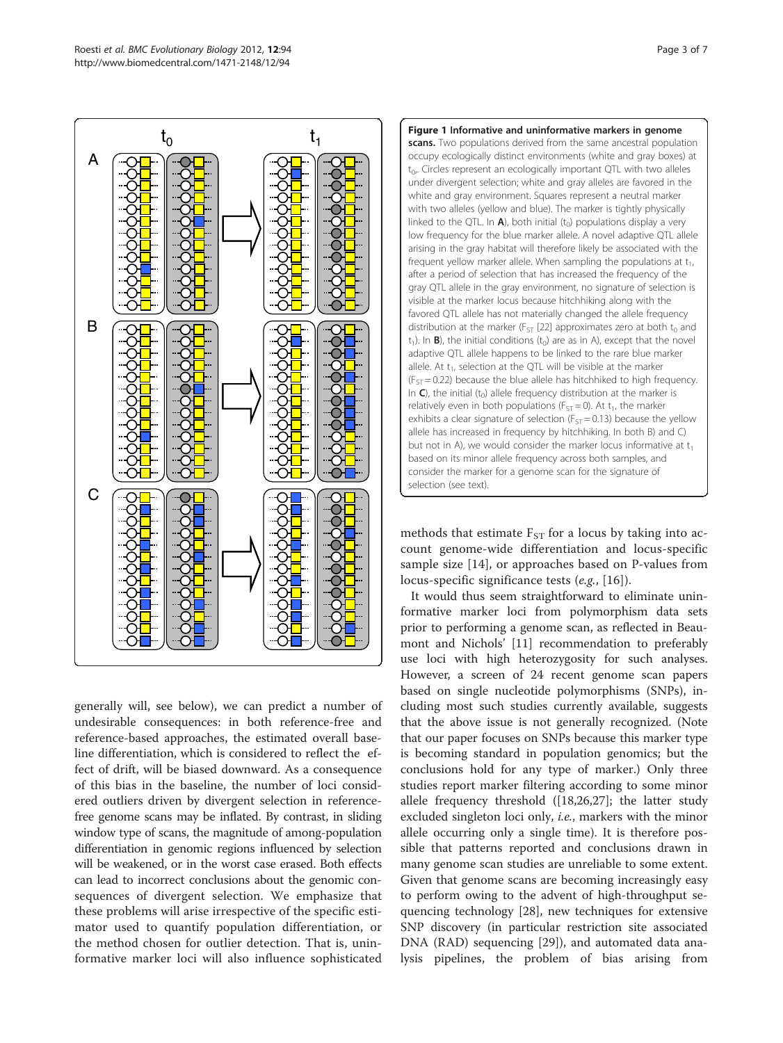**Figure 1 Informative and uninformative markers in genome scans.** Two populations derived from the same ancestral population occupy ecologically distinct environments (white and gray boxes) at $t_0$. Circles represent an ecologically important QTL with two alleles under divergent selection; white and gray alleles are favored in the white and gray environment. Squares represent a neutral marker with two alleles (yellow and blue). The marker is tightly physically linked to the QTL. In **A**), both initial ($t_0$) populations display a very low frequency for the blue marker allele. A novel adaptive QTL allele arising in the gray habitat will therefore likely be associated with the frequent yellow marker allele. When sampling the populations at $t_1$, after a period of selection that has increased the frequency of the gray QTL allele in the gray environment, no signature of selection is visible at the marker locus because hitchhiking along with the favored QTL allele has not materially changed the allele frequency distribution at the marker ($F_{ST}$ [22] approximates zero at both $t_0$ and $t_1$). In **B**), the initial conditions ($t_0$) are as in A), except that the novel adaptive QTL allele happens to be linked to the rare blue marker allele. At $t_1$, selection at the QTL will be visible at the marker ($F_{ST} = 0.22$) because the blue allele has hitchhiked to high frequency. In **C**), the initial ($t_0$) allele frequency distribution at the marker is relatively even in both populations ($F_{ST} = 0$). At $t_1$, the marker exhibits a clear signature of selection ($F_{ST} = 0.13$) because the yellow allele has increased in frequency by hitchhiking. In both B) and C) but not in A), we would consider the marker locus informative at $t_1$ based on its minor allele frequency across both samples, and consider the marker for a genome scan for the signature of selection (see text).

generally will, see below), we can predict a number of undesirable consequences: in both reference-free and reference-based approaches, the estimated overall baseline differentiation, which is considered to reflect the effect of drift, will be biased downward. As a consequence of this bias in the baseline, the number of loci considered outliers driven by divergent selection in reference-free genome scans may be inflated. By contrast, in sliding window type of scans, the magnitude of among-population differentiation in genomic regions influenced by selection will be weakened, or in the worst case erased. Both effects can lead to incorrect conclusions about the genomic consequences of divergent selection. We emphasize that these problems will arise irrespective of the specific estimator used to quantify population differentiation, or the method chosen for outlier detection. That is, uninformative marker loci will also influence sophisticated methods that estimate $F_{ST}$ for a locus by taking into account genome-wide differentiation and locus-specific sample size [14], or approaches based on P-values from locus-specific significance tests (*e.g.*, [16]).

It would thus seem straightforward to eliminate uninformative marker loci from polymorphism data sets prior to performing a genome scan, as reflected in Beaumont and Nichols' [11] recommendation to preferably use loci with high heterozygosity for such analyses. However, a screen of 24 recent genome scan papers based on single nucleotide polymorphisms (SNPs), including most such studies currently available, suggests that the above issue is not generally recognized. (Note that our paper focuses on SNPs because this marker type is becoming standard in population genomics; but the conclusions hold for any type of marker.) Only three studies report marker filtering according to some minor allele frequency threshold ([18,26,27]; the latter study excluded singleton loci only, *i.e.*, markers with the minor allele occurring only a single time). It is therefore possible that patterns reported and conclusions drawn in many genome scan studies are unreliable to some extent. Given that genome scans are becoming increasingly easy to perform owing to the advent of high-throughput sequencing technology [28], new techniques for extensive SNP discovery (in particular restriction site associated DNA (RAD) sequencing [29]), and automated data analysis pipelines, the problem of bias arising from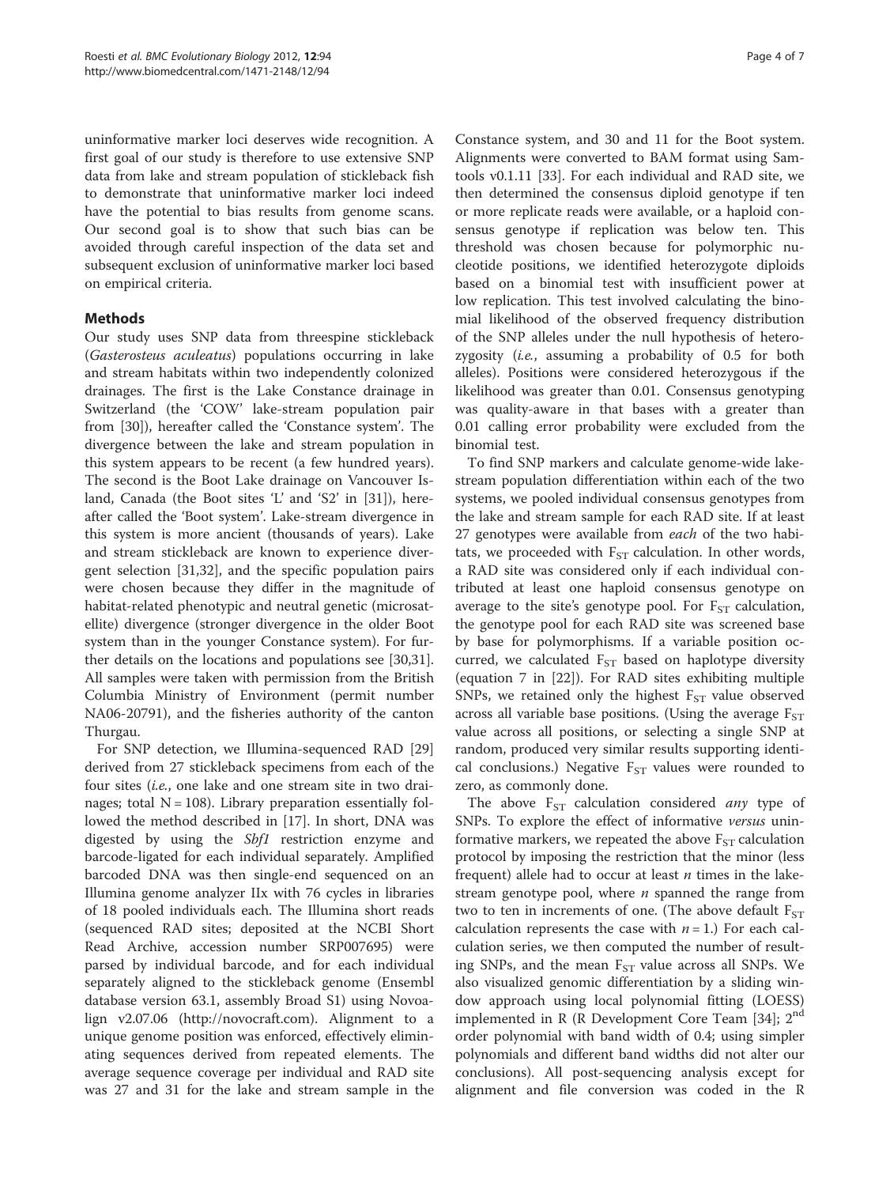uninformative marker loci deserves wide recognition. A first goal of our study is therefore to use extensive SNP data from lake and stream population of stickleback fish to demonstrate that uninformative marker loci indeed have the potential to bias results from genome scans. Our second goal is to show that such bias can be avoided through careful inspection of the data set and subsequent exclusion of uninformative marker loci based on empirical criteria.

## Methods

Our study uses SNP data from threespine stickleback (*Gasterosteus aculeatus*) populations occurring in lake and stream habitats within two independently colonized drainages. The first is the Lake Constance drainage in Switzerland (the 'COW' lake-stream population pair from [30]), hereafter called the 'Constance system'. The divergence between the lake and stream population in this system appears to be recent (a few hundred years). The second is the Boot Lake drainage on Vancouver Island, Canada (the Boot sites 'L' and 'S2' in [31]), hereafter called the 'Boot system'. Lake-stream divergence in this system is more ancient (thousands of years). Lake and stream stickleback are known to experience divergent selection [31,32], and the specific population pairs were chosen because they differ in the magnitude of habitat-related phenotypic and neutral genetic (microsatellite) divergence (stronger divergence in the older Boot system than in the younger Constance system). For further details on the locations and populations see [30,31]. All samples were taken with permission from the British Columbia Ministry of Environment (permit number NA06-20791), and the fisheries authority of the canton Thurgau.

For SNP detection, we Illumina-sequenced RAD [29] derived from 27 stickleback specimens from each of the four sites (*i.e.*, one lake and one stream site in two drainages; total N = 108). Library preparation essentially followed the method described in [17]. In short, DNA was digested by using the *Sbf1* restriction enzyme and barcode-ligated for each individual separately. Amplified barcoded DNA was then single-end sequenced on an Illumina genome analyzer IIx with 76 cycles in libraries of 18 pooled individuals each. The Illumina short reads (sequenced RAD sites; deposited at the NCBI Short Read Archive, accession number SRP007695) were parsed by individual barcode, and for each individual separately aligned to the stickleback genome (Ensembl database version 63.1, assembly Broad S1) using Novoalign v2.07.06 (http://novocraft.com). Alignment to a unique genome position was enforced, effectively eliminating sequences derived from repeated elements. The average sequence coverage per individual and RAD site was 27 and 31 for the lake and stream sample in the Constance system, and 30 and 11 for the Boot system. Alignments were converted to BAM format using Samtools v0.1.11 [33]. For each individual and RAD site, we then determined the consensus diploid genotype if ten or more replicate reads were available, or a haploid consensus genotype if replication was below ten. This threshold was chosen because for polymorphic nucleotide positions, we identified heterozygote diploids based on a binomial test with insufficient power at low replication. This test involved calculating the binomial likelihood of the observed frequency distribution of the SNP alleles under the null hypothesis of heterozygosity (*i.e.*, assuming a probability of 0.5 for both alleles). Positions were considered heterozygous if the likelihood was greater than 0.01. Consensus genotyping was quality-aware in that bases with a greater than 0.01 calling error probability were excluded from the binomial test.

To find SNP markers and calculate genome-wide lake-stream population differentiation within each of the two systems, we pooled individual consensus genotypes from the lake and stream sample for each RAD site. If at least 27 genotypes were available from *each* of the two habitats, we proceeded with $F_{ST}$ calculation. In other words, a RAD site was considered only if each individual contributed at least one haploid consensus genotype on average to the site's genotype pool. For $F_{ST}$ calculation, the genotype pool for each RAD site was screened base by base for polymorphisms. If a variable position occurred, we calculated $F_{ST}$ based on haplotype diversity (equation 7 in [22]). For RAD sites exhibiting multiple SNPs, we retained only the highest $F_{ST}$ value observed across all variable base positions. (Using the average $F_{ST}$ value across all positions, or selecting a single SNP at random, produced very similar results supporting identical conclusions.) Negative $F_{ST}$ values were rounded to zero, as commonly done.

The above $F_{ST}$ calculation considered *any* type of SNPs. To explore the effect of informative *versus* uninformative markers, we repeated the above $F_{ST}$ calculation protocol by imposing the restriction that the minor (less frequent) allele had to occur at least $n$ times in the lake-stream genotype pool, where $n$ spanned the range from two to ten in increments of one. (The above default $F_{ST}$ calculation represents the case with $n = 1$.) For each calculation series, we then computed the number of resulting SNPs, and the mean $F_{ST}$ value across all SNPs. We also visualized genomic differentiation by a sliding window approach using local polynomial fitting (LOESS) implemented in R (R Development Core Team [34]; 2[nd] order polynomial with band width of 0.4; using simpler polynomials and different band widths did not alter our conclusions). All post-sequencing analysis except for alignment and file conversion was coded in the R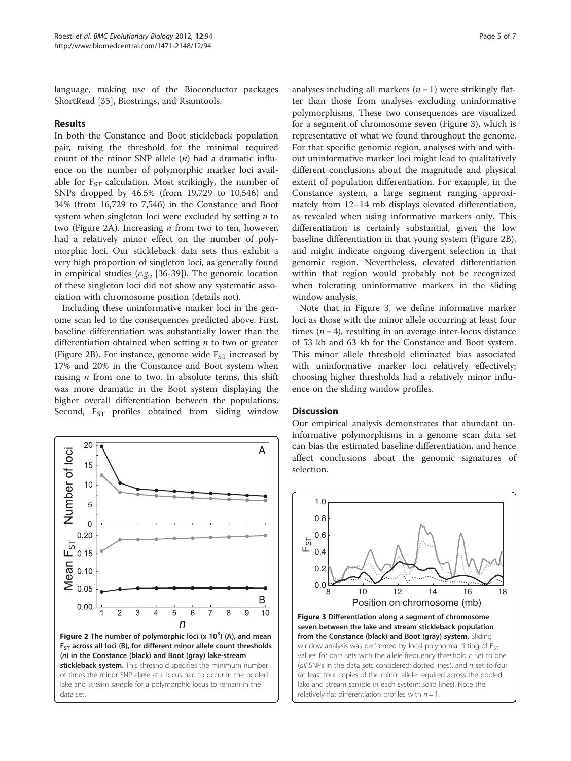language, making use of the Bioconductor packages ShortRead [35], Biostrings, and Rsamtools.

## Results

In both the Constance and Boot stickleback population pair, raising the threshold for the minimal required count of the minor SNP allele ($n$) had a dramatic influence on the number of polymorphic marker loci available for $F_{ST}$ calculation. Most strikingly, the number of SNPs dropped by 46.5% (from 19,729 to 10,546) and 34% (from 16,729 to 7,546) in the Constance and Boot system when singleton loci were excluded by setting $n$ to two (Figure 2A). Increasing $n$ from two to ten, however, had a relatively minor effect on the number of polymorphic loci. Our stickleback data sets thus exhibit a very high proportion of singleton loci, as generally found in empirical studies (*e.g.*, [36-39]). The genomic location of these singleton loci did not show any systematic association with chromosome position (details not).

Including these uninformative marker loci in the genome scan led to the consequences predicted above. First, baseline differentiation was substantially lower than the differentiation obtained when setting $n$ to two or greater (Figure 2B). For instance, genome-wide $F_{ST}$ increased by 17% and 20% in the Constance and Boot system when raising $n$ from one to two. In absolute terms, this shift was more dramatic in the Boot system displaying the higher overall differentiation between the populations. Second, $F_{ST}$ profiles obtained from sliding window analyses including all markers ($n = 1$) were strikingly flatter than those from analyses excluding uninformative polymorphisms. These two consequences are visualized for a segment of chromosome seven (Figure 3), which is representative of what we found throughout the genome. For that specific genomic region, analyses with and without uninformative marker loci might lead to qualitatively different conclusions about the magnitude and physical extent of population differentiation. For example, in the Constance system, a large segment ranging approximately from 12–14 mb displays elevated differentiation, as revealed when using informative markers only. This differentiation is certainly substantial, given the low baseline differentiation in that young system (Figure 2B), and might indicate ongoing divergent selection in that genomic region. Nevertheless, elevated differentiation within that region would probably not be recognized when tolerating uninformative markers in the sliding window analysis.

Note that in Figure 3, we define informative marker loci as those with the minor allele occurring at least four times ($n = 4$), resulting in an average inter-locus distance of 53 kb and 63 kb for the Constance and Boot system. This minor allele threshold eliminated bias associated with uninformative marker loci relatively effectively; choosing higher thresholds had a relatively minor influence on the sliding window profiles.

**Figure 2 The number of polymorphic loci (x $10^3$) (A), and mean $F_{ST}$ across all loci (B), for different minor allele count thresholds ($n$) in the Constance (black) and Boot (gray) lake-stream stickleback system.** This threshold specifies the minimum number of times the minor SNP allele at a locus had to occur in the pooled lake and stream sample for a polymorphic locus to remain in the data set.

## Discussion

Our empirical analysis demonstrates that abundant uninformative polymorphisms in a genome scan data set can bias the estimated baseline differentiation, and hence affect conclusions about the genomic signatures of selection.

**Figure 3 Differentiation along a segment of chromosome seven between the lake and stream stickleback population from the Constance (black) and Boot (gray) system.** Sliding window analysis was performed by local polynomial fitting of $F_{ST}$ values for data sets with the allele frequency threshold $n$ set to one (*all* SNPs in the data sets considered; dotted lines), and $n$ set to four (at least four copies of the minor allele required across the pooled lake and stream sample in each system; solid lines). Note the relatively flat differentiation profiles with $n = 1$.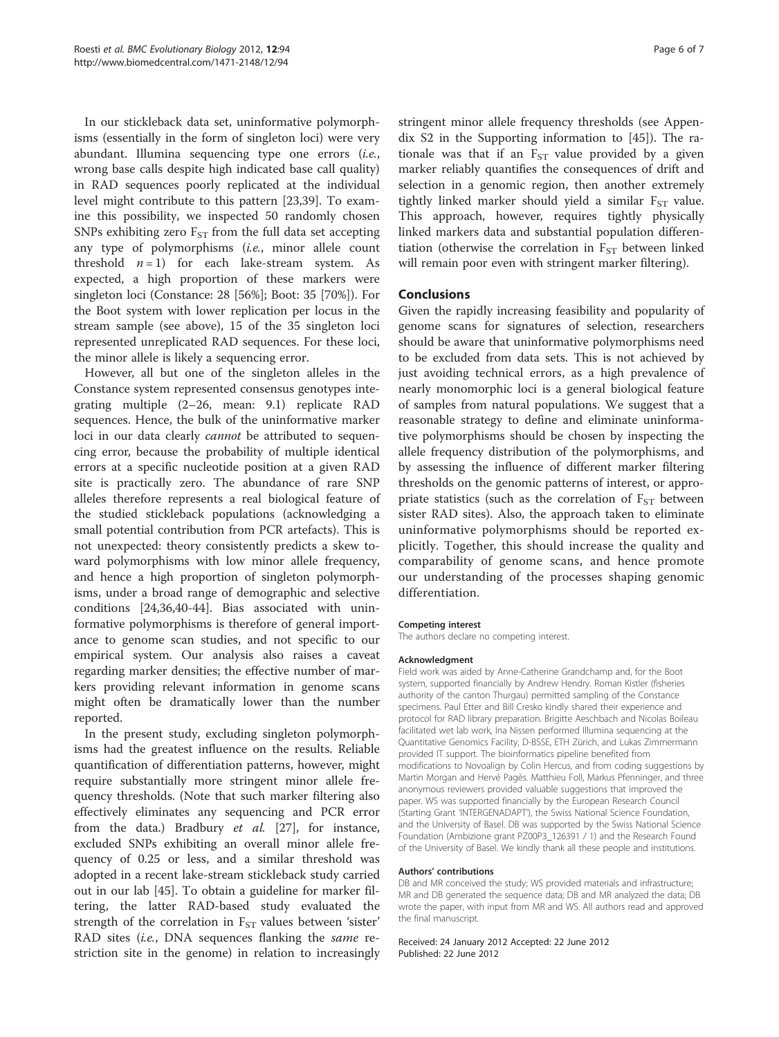In our stickleback data set, uninformative polymorphisms (essentially in the form of singleton loci) were very abundant. Illumina sequencing type one errors (*i.e.*, wrong base calls despite high indicated base call quality) in RAD sequences poorly replicated at the individual level might contribute to this pattern [23,39]. To examine this possibility, we inspected 50 randomly chosen SNPs exhibiting zero $F_{ST}$ from the full data set accepting any type of polymorphisms (*i.e.*, minor allele count threshold $n = 1$) for each lake-stream system. As expected, a high proportion of these markers were singleton loci (Constance: 28 [56%]; Boot: 35 [70%]). For the Boot system with lower replication per locus in the stream sample (see above), 15 of the 35 singleton loci represented unreplicated RAD sequences. For these loci, the minor allele is likely a sequencing error.

However, all but one of the singleton alleles in the Constance system represented consensus genotypes integrating multiple (2–26, mean: 9.1) replicate RAD sequences. Hence, the bulk of the uninformative marker loci in our data clearly *cannot* be attributed to sequencing error, because the probability of multiple identical errors at a specific nucleotide position at a given RAD site is practically zero. The abundance of rare SNP alleles therefore represents a real biological feature of the studied stickleback populations (acknowledging a small potential contribution from PCR artefacts). This is not unexpected: theory consistently predicts a skew toward polymorphisms with low minor allele frequency, and hence a high proportion of singleton polymorphisms, under a broad range of demographic and selective conditions [24,36,40-44]. Bias associated with uninformative polymorphisms is therefore of general importance to genome scan studies, and not specific to our empirical system. Our analysis also raises a caveat regarding marker densities; the effective number of markers providing relevant information in genome scans might often be dramatically lower than the number reported.

In the present study, excluding singleton polymorphisms had the greatest influence on the results. Reliable quantification of differentiation patterns, however, might require substantially more stringent minor allele frequency thresholds. (Note that such marker filtering also effectively eliminates any sequencing and PCR error from the data.) Bradbury *et al.* [27], for instance, excluded SNPs exhibiting an overall minor allele frequency of 0.25 or less, and a similar threshold was adopted in a recent lake-stream stickleback study carried out in our lab [45]. To obtain a guideline for marker filtering, the latter RAD-based study evaluated the strength of the correlation in $F_{ST}$ values between 'sister' RAD sites (*i.e.*, DNA sequences flanking the *same* restriction site in the genome) in relation to increasingly stringent minor allele frequency thresholds (see Appendix S2 in the Supporting information to [45]). The rationale was that if an $F_{ST}$ value provided by a given marker reliably quantifies the consequences of drift and selection in a genomic region, then another extremely tightly linked marker should yield a similar $F_{ST}$ value. This approach, however, requires tightly physically linked markers data and substantial population differentiation (otherwise the correlation in $F_{ST}$ between linked will remain poor even with stringent marker filtering).

## Conclusions

Given the rapidly increasing feasibility and popularity of genome scans for signatures of selection, researchers should be aware that uninformative polymorphisms need to be excluded from data sets. This is not achieved by just avoiding technical errors, as a high prevalence of nearly monomorphic loci is a general biological feature of samples from natural populations. We suggest that a reasonable strategy to define and eliminate uninformative polymorphisms should be chosen by inspecting the allele frequency distribution of the polymorphisms, and by assessing the influence of different marker filtering thresholds on the genomic patterns of interest, or appropriate statistics (such as the correlation of $F_{ST}$ between sister RAD sites). Also, the approach taken to eliminate uninformative polymorphisms should be reported explicitly. Together, this should increase the quality and comparability of genome scans, and hence promote our understanding of the processes shaping genomic differentiation.

#### Competing interest

The authors declare no competing interest.

#### Acknowledgment

Field work was aided by Anne-Catherine Grandchamp and, for the Boot system, supported financially by Andrew Hendry. Roman Kistler (fisheries authority of the canton Thurgau) permitted sampling of the Constance specimens. Paul Etter and Bill Cresko kindly shared their experience and protocol for RAD library preparation. Brigitte Aeschbach and Nicolas Boileau facilitated wet lab work, Ina Nissen performed Illumina sequencing at the Quantitative Genomics Facility, D-BSSE, ETH Zürich, and Lukas Zimmermann provided IT support. The bioinformatics pipeline benefited from modifications to Novoalign by Colin Hercus, and from coding suggestions by Martin Morgan and Hervé Pagès. Matthieu Foll, Markus Pfenninger, and three anonymous reviewers provided valuable suggestions that improved the paper. WS was supported financially by the European Research Council (Starting Grant 'INTERGENADAPT'), the Swiss National Science Foundation, and the University of Basel. DB was supported by the Swiss National Science Foundation (Ambizione grant PZ00P3_126391 / 1) and the Research Found of the University of Basel. We kindly thank all these people and institutions.

#### Authors' contributions

DB and MR conceived the study; WS provided materials and infrastructure; MR and DB generated the sequence data; DB and MR analyzed the data; DB wrote the paper, with input from MR and WS. All authors read and approved the final manuscript.

Received: 24 January 2012 Accepted: 22 June 2012
Published: 22 June 2012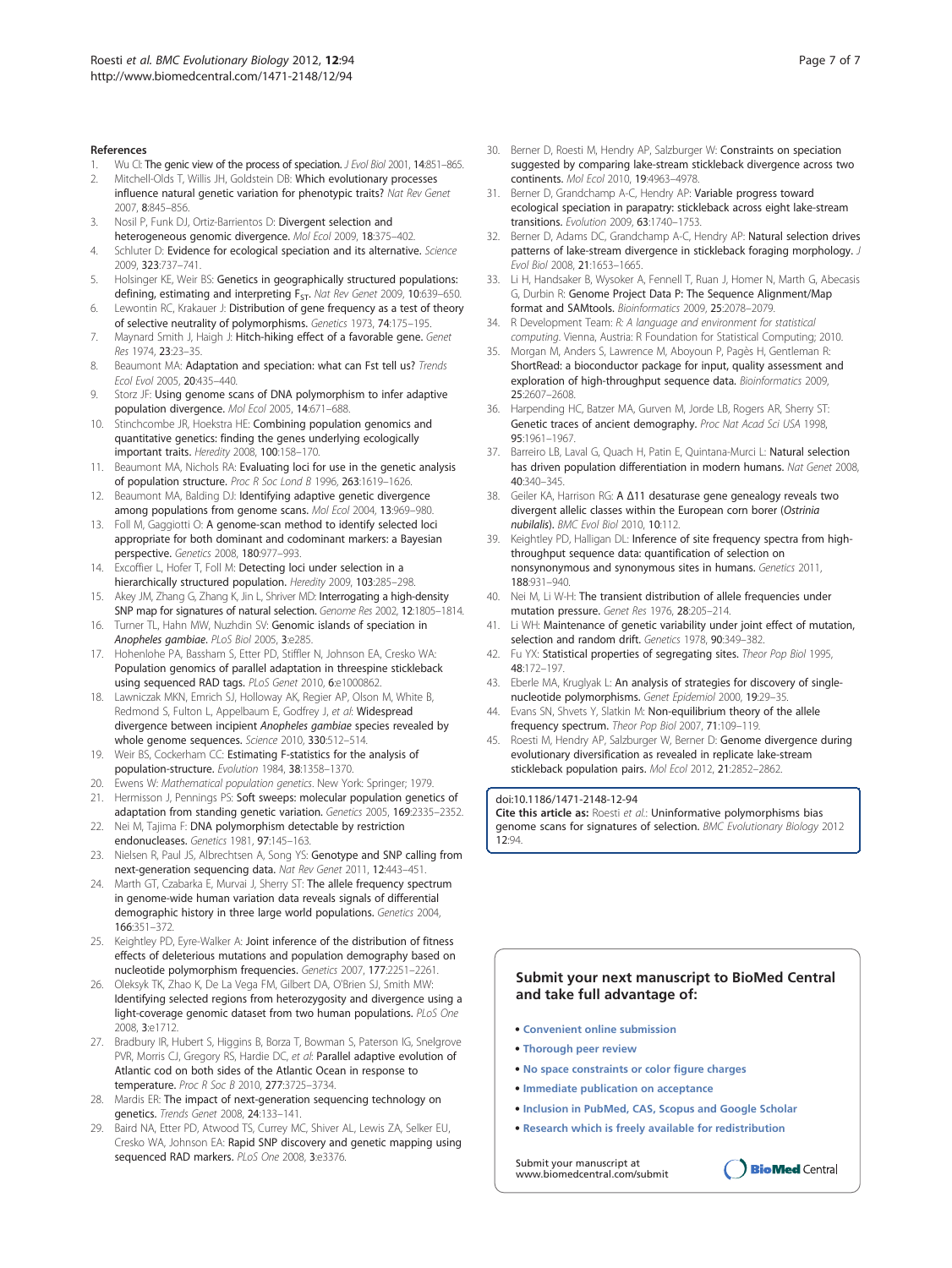## References

1. Wu CI: **The genic view of the process of speciation.** *J Evol Biol* 2001, **14**:851–865.
2. Mitchell-Olds T, Willis JH, Goldstein DB: **Which evolutionary processes influence natural genetic variation for phenotypic traits?** *Nat Rev Genet* 2007, **8**:845–856.
3. Nosil P, Funk DJ, Ortiz-Barrientos D: **Divergent selection and heterogeneous genomic divergence.** *Mol Ecol* 2009, **18**:375–402.
4. Schluter D: **Evidence for ecological speciation and its alternative.** *Science* 2009, **323**:737–741.
5. Holsinger KE, Weir BS: **Genetics in geographically structured populations: defining, estimating and interpreting $F_{ST}$.** *Nat Rev Genet* 2009, **10**:639–650.
6. Lewontin RC, Krakauer J: **Distribution of gene frequency as a test of theory of selective neutrality of polymorphisms.** *Genetics* 1973, **74**:175–195.
7. Maynard Smith J, Haigh J: **Hitch-hiking effect of a favorable gene.** *Genet Res* 1974, **23**:23–35.
8. Beaumont MA: **Adaptation and speciation: what can Fst tell us?** *Trends Ecol Evol* 2005, **20**:435–440.
9. Storz JF: **Using genome scans of DNA polymorphism to infer adaptive population divergence.** *Mol Ecol* 2005, **14**:671–688.
10. Stinchcombe JR, Hoekstra HE: **Combining population genomics and quantitative genetics: finding the genes underlying ecologically important traits.** *Heredity* 2008, **100**:158–170.
11. Beaumont MA, Nichols RA: **Evaluating loci for use in the genetic analysis of population structure.** *Proc R Soc Lond B* 1996, **263**:1619–1626.
12. Beaumont MA, Balding DJ: **Identifying adaptive genetic divergence among populations from genome scans.** *Mol Ecol* 2004, **13**:969–980.
13. Foll M, Gaggiotti O: **A genome-scan method to identify selected loci appropriate for both dominant and codominant markers: a Bayesian perspective.** *Genetics* 2008, **180**:977–993.
14. Excoffier L, Hofer T, Foll M: **Detecting loci under selection in a hierarchically structured population.** *Heredity* 2009, **103**:285–298.
15. Akey JM, Zhang G, Zhang K, Jin L, Shriver MD: **Interrogating a high-density SNP map for signatures of natural selection.** *Genome Res* 2002, **12**:1805–1814.
16. Turner TL, Hahn MW, Nuzhdin SV: **Genomic islands of speciation in *Anopheles gambiae*.** *PLoS Biol* 2005, **3**:e285.
17. Hohenlohe PA, Bassham S, Etter PD, Stiffler N, Johnson EA, Cresko WA: **Population genomics of parallel adaptation in threespine stickleback using sequenced RAD tags.** *PLoS Genet* 2010, **6**:e1000862.
18. Lawniczak MKN, Emrich SJ, Holloway AK, Regier AP, Olson M, White B, Redmond S, Fulton L, Appelbaum E, Godfrey J, *et al*: **Widespread divergence between incipient *Anopheles gambiae* species revealed by whole genome sequences.** *Science* 2010, **330**:512–514.
19. Weir BS, Cockerham CC: **Estimating F-statistics for the analysis of population-structure.** *Evolution* 1984, **38**:1358–1370.
20. Ewens W: *Mathematical population genetics*. New York: Springer; 1979.
21. Hermisson J, Pennings PS: **Soft sweeps: molecular population genetics of adaptation from standing genetic variation.** *Genetics* 2005, **169**:2335–2352.
22. Nei M, Tajima F: **DNA polymorphism detectable by restriction endonucleases.** *Genetics* 1981, **97**:145–163.
23. Nielsen R, Paul JS, Albrechtsen A, Song YS: **Genotype and SNP calling from next-generation sequencing data.** *Nat Rev Genet* 2011, **12**:443–451.
24. Marth GT, Czabarka E, Murvai J, Sherry ST: **The allele frequency spectrum in genome-wide human variation data reveals signals of differential demographic history in three large world populations.** *Genetics* 2004, **166**:351–372.
25. Keightley PD, Eyre-Walker A: **Joint inference of the distribution of fitness effects of deleterious mutations and population demography based on nucleotide polymorphism frequencies.** *Genetics* 2007, **177**:2251–2261.
26. Oleksyk TK, Zhao K, De La Vega FM, Gilbert DA, O'Brien SJ, Smith MW: **Identifying selected regions from heterozygosity and divergence using a light-coverage genomic dataset from two human populations.** *PLoS One* 2008, **3**:e1712.
27. Bradbury IR, Hubert S, Higgins B, Borza T, Bowman S, Paterson IG, Snelgrove PVR, Morris CJ, Gregory RS, Hardie DC, *et al*: **Parallel adaptive evolution of Atlantic cod on both sides of the Atlantic Ocean in response to temperature.** *Proc R Soc B* 2010, **277**:3725–3734.
28. Mardis ER: **The impact of next-generation sequencing technology on genetics.** *Trends Genet* 2008, **24**:133–141.
29. Baird NA, Etter PD, Atwood TS, Currey MC, Shiver AL, Lewis ZA, Selker EU, Cresko WA, Johnson EA: **Rapid SNP discovery and genetic mapping using sequenced RAD markers.** *PLoS One* 2008, **3**:e3376.
30. Berner D, Roesti M, Hendry AP, Salzburger W: **Constraints on speciation suggested by comparing lake-stream stickleback divergence across two continents.** *Mol Ecol* 2010, **19**:4963–4978.
31. Berner D, Grandchamp A-C, Hendry AP: **Variable progress toward ecological speciation in parapatry: stickleback across eight lake-stream transitions.** *Evolution* 2009, **63**:1740–1753.
32. Berner D, Adams DC, Grandchamp A-C, Hendry AP: **Natural selection drives patterns of lake-stream divergence in stickleback foraging morphology.** *J Evol Biol* 2008, **21**:1653–1665.
33. Li H, Handsaker B, Wysoker A, Fennell T, Ruan J, Homer N, Marth G, Abecasis G, Durbin R: **Genome Project Data P: The Sequence Alignment/Map format and SAMtools.** *Bioinformatics* 2009, **25**:2078–2079.
34. R Development Team: *R: A language and environment for statistical computing*. Vienna, Austria: R Foundation for Statistical Computing; 2010.
35. Morgan M, Anders S, Lawrence M, Aboyoun P, Pagès H, Gentleman R: **ShortRead: a bioconductor package for input, quality assessment and exploration of high-throughput sequence data.** *Bioinformatics* 2009, **25**:2607–2608.
36. Harpending HC, Batzer MA, Gurven M, Jorde LB, Rogers AR, Sherry ST: **Genetic traces of ancient demography.** *Proc Nat Acad Sci USA* 1998, **95**:1961–1967.
37. Barreiro LB, Laval G, Quach H, Patin E, Quintana-Murci L: **Natural selection has driven population differentiation in modern humans.** *Nat Genet* 2008, **40**:340–345.
38. Geiler KA, Harrison RG: **A Δ11 desaturase gene genealogy reveals two divergent allelic classes within the European corn borer (*Ostrinia nubilalis*).** *BMC Evol Biol* 2010, **10**:112.
39. Keightley PD, Halligan DL: **Inference of site frequency spectra from high-throughput sequence data: quantification of selection on nonsynonymous and synonymous sites in humans.** *Genetics* 2011, **188**:931–940.
40. Nei M, Li W-H: **The transient distribution of allele frequencies under mutation pressure.** *Genet Res* 1976, **28**:205–214.
41. Li WH: **Maintenance of genetic variability under joint effect of mutation, selection and random drift.** *Genetics* 1978, **90**:349–382.
42. Fu YX: **Statistical properties of segregating sites.** *Theor Pop Biol* 1995, **48**:172–197.
43. Eberle MA, Kruglyak L: **An analysis of strategies for discovery of single-nucleotide polymorphisms.** *Genet Epidemiol* 2000, **19**:29–35.
44. Evans SN, Shvets Y, Slatkin M: **Non-equilibrium theory of the allele frequency spectrum.** *Theor Pop Biol* 2007, **71**:109–119.
45. Roesti M, Hendry AP, Salzburger W, Berner D: **Genome divergence during evolutionary diversification as revealed in replicate lake-stream stickleback population pairs.** *Mol Ecol* 2012, **21**:2852–2862.

doi:10.1186/1471-2148-12-94

**Cite this article as:** Roesti *et al.*: Uninformative polymorphisms bias genome scans for signatures of selection. *BMC Evolutionary Biology* 2012 **12**:94.

**Submit your next manuscript to BioMed Central and take full advantage of:**

- Convenient online submission
- Thorough peer review
- No space constraints or color figure charges
- Immediate publication on acceptance
- Inclusion in PubMed, CAS, Scopus and Google Scholar
- Research which is freely available for redistribution

Submit your manuscript at www.biomedcentral.com/submit

BioMed Central